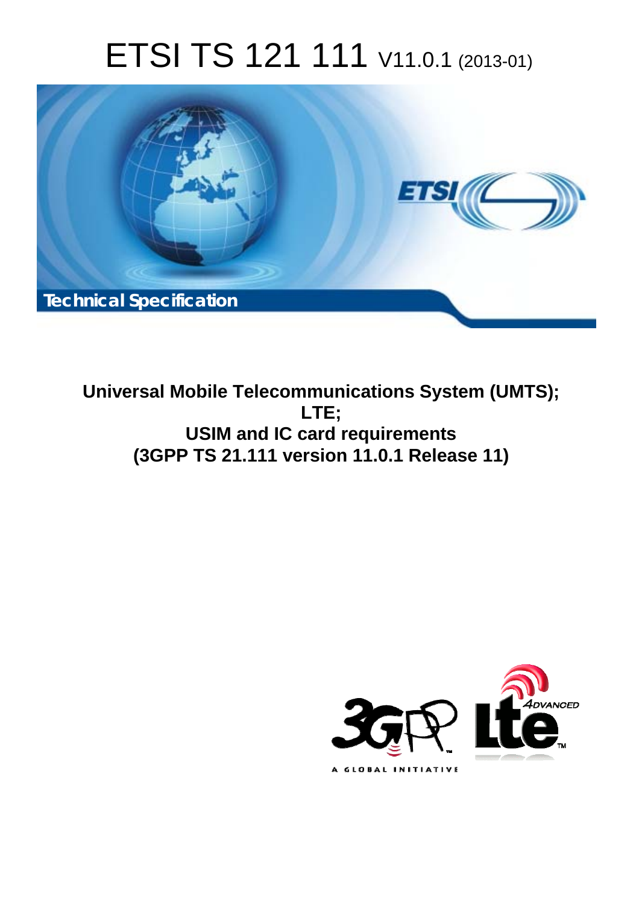# ETSI TS 121 111 V11.0.1 (2013-01)

Technical Specification

**Universal Mobile Telecommunications System (UMTS);**
**LTE;**
**USIM and IC card requirements**
**(3GPP TS 21.111 version 11.0.1 Release 11)**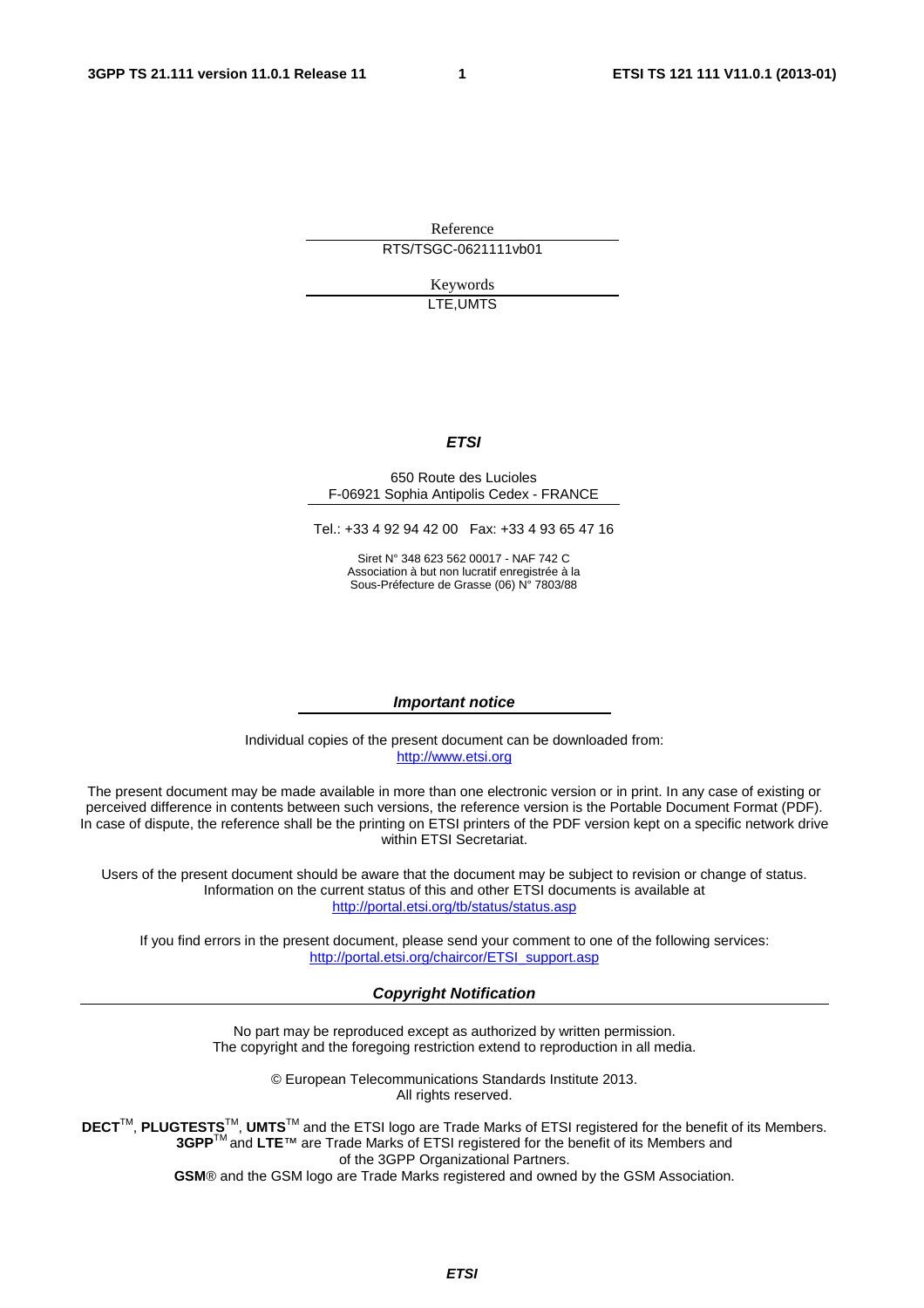Reference

RTS/TSGC-0621111vb01

Keywords

LTE,UMTS

***ETSI***

650 Route des Lucioles
F-06921 Sophia Antipolis Cedex - FRANCE

Tel.: +33 4 92 94 42 00   Fax: +33 4 93 65 47 16

Siret N° 348 623 562 00017 - NAF 742 C
Association à but non lucratif enregistrée à la
Sous-Préfecture de Grasse (06) N° 7803/88

***Important notice***

Individual copies of the present document can be downloaded from:
http://www.etsi.org

The present document may be made available in more than one electronic version or in print. In any case of existing or perceived difference in contents between such versions, the reference version is the Portable Document Format (PDF). In case of dispute, the reference shall be the printing on ETSI printers of the PDF version kept on a specific network drive within ETSI Secretariat.

Users of the present document should be aware that the document may be subject to revision or change of status. Information on the current status of this and other ETSI documents is available at
http://portal.etsi.org/tb/status/status.asp

If you find errors in the present document, please send your comment to one of the following services:
http://portal.etsi.org/chaircor/ETSI_support.asp

***Copyright Notification***

No part may be reproduced except as authorized by written permission.
The copyright and the foregoing restriction extend to reproduction in all media.

© European Telecommunications Standards Institute 2013.
All rights reserved.

**DECT**™, **PLUGTESTS**™, **UMTS**™ and the ETSI logo are Trade Marks of ETSI registered for the benefit of its Members.
**3GPP**™ and **LTE**™ are Trade Marks of ETSI registered for the benefit of its Members and of the 3GPP Organizational Partners.
**GSM**® and the GSM logo are Trade Marks registered and owned by the GSM Association.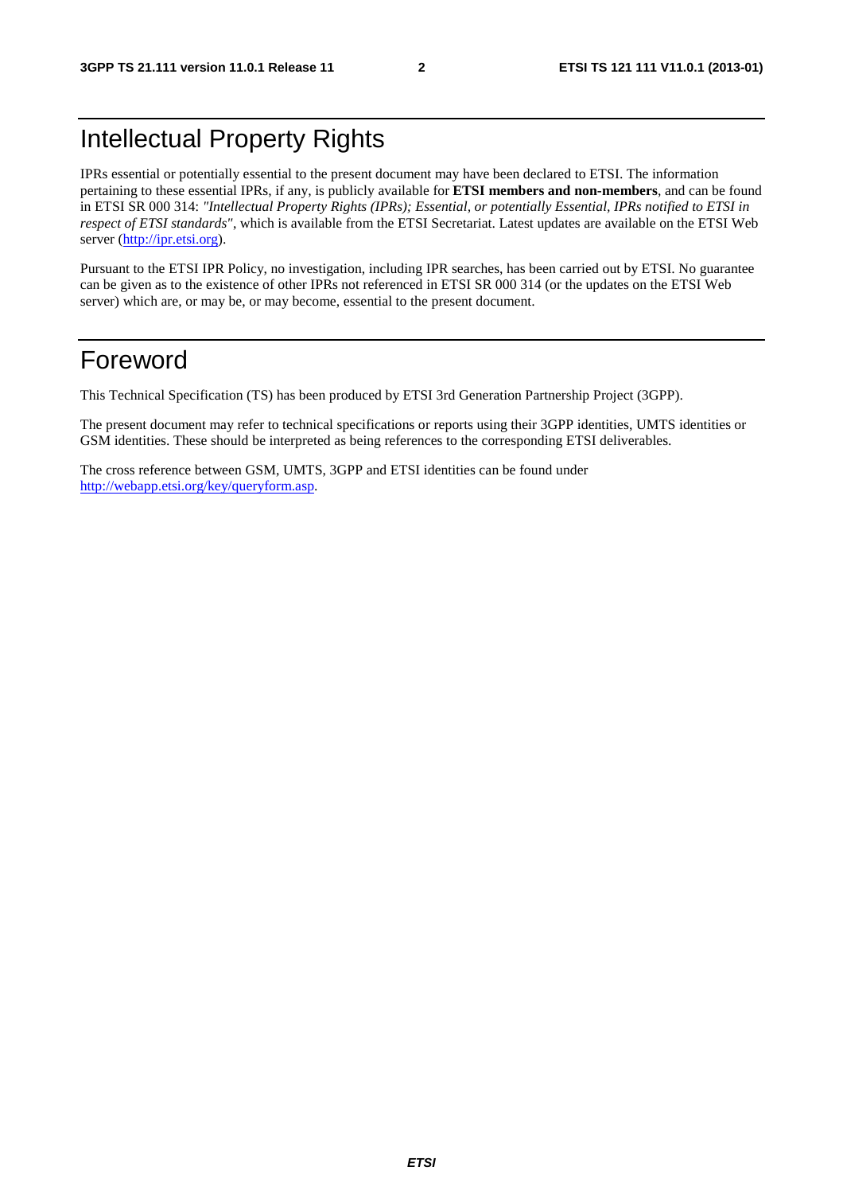# Intellectual Property Rights

IPRs essential or potentially essential to the present document may have been declared to ETSI. The information pertaining to these essential IPRs, if any, is publicly available for **ETSI members and non-members**, and can be found in ETSI SR 000 314: *"Intellectual Property Rights (IPRs); Essential, or potentially Essential, IPRs notified to ETSI in respect of ETSI standards"*, which is available from the ETSI Secretariat. Latest updates are available on the ETSI Web server (http://ipr.etsi.org).

Pursuant to the ETSI IPR Policy, no investigation, including IPR searches, has been carried out by ETSI. No guarantee can be given as to the existence of other IPRs not referenced in ETSI SR 000 314 (or the updates on the ETSI Web server) which are, or may be, or may become, essential to the present document.

# Foreword

This Technical Specification (TS) has been produced by ETSI 3rd Generation Partnership Project (3GPP).

The present document may refer to technical specifications or reports using their 3GPP identities, UMTS identities or GSM identities. These should be interpreted as being references to the corresponding ETSI deliverables.

The cross reference between GSM, UMTS, 3GPP and ETSI identities can be found under http://webapp.etsi.org/key/queryform.asp.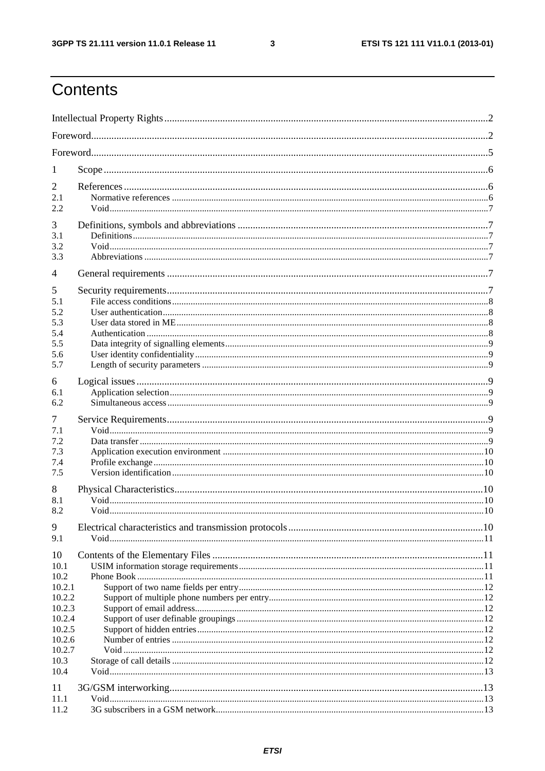# Contents

Intellectual Property Rights ..... 2

Foreword ..... 2

Foreword ..... 5

1 Scope ..... 6

2 References ..... 6
- 2.1 Normative references ..... 6
- 2.2 Void ..... 7

3 Definitions, symbols and abbreviations ..... 7
- 3.1 Definitions ..... 7
- 3.2 Void ..... 7
- 3.3 Abbreviations ..... 7

4 General requirements ..... 7

5 Security requirements ..... 7
- 5.1 File access conditions ..... 8
- 5.2 User authentication ..... 8
- 5.3 User data stored in ME ..... 8
- 5.4 Authentication ..... 8
- 5.5 Data integrity of signalling elements ..... 9
- 5.6 User identity confidentiality ..... 9
- 5.7 Length of security parameters ..... 9

6 Logical issues ..... 9
- 6.1 Application selection ..... 9
- 6.2 Simultaneous access ..... 9

7 Service Requirements ..... 9
- 7.1 Void ..... 9
- 7.2 Data transfer ..... 9
- 7.3 Application execution environment ..... 10
- 7.4 Profile exchange ..... 10
- 7.5 Version identification ..... 10

8 Physical Characteristics ..... 10
- 8.1 Void ..... 10
- 8.2 Void ..... 10

9 Electrical characteristics and transmission protocols ..... 10
- 9.1 Void ..... 11

10 Contents of the Elementary Files ..... 11
- 10.1 USIM information storage requirements ..... 11
- 10.2 Phone Book ..... 11
  - 10.2.1 Support of two name fields per entry ..... 12
  - 10.2.2 Support of multiple phone numbers per entry ..... 12
  - 10.2.3 Support of email address ..... 12
  - 10.2.4 Support of user definable groupings ..... 12
  - 10.2.5 Support of hidden entries ..... 12
  - 10.2.6 Number of entries ..... 12
  - 10.2.7 Void ..... 12
- 10.3 Storage of call details ..... 12
- 10.4 Void ..... 13

11 3G/GSM interworking ..... 13
- 11.1 Void ..... 13
- 11.2 3G subscribers in a GSM network ..... 13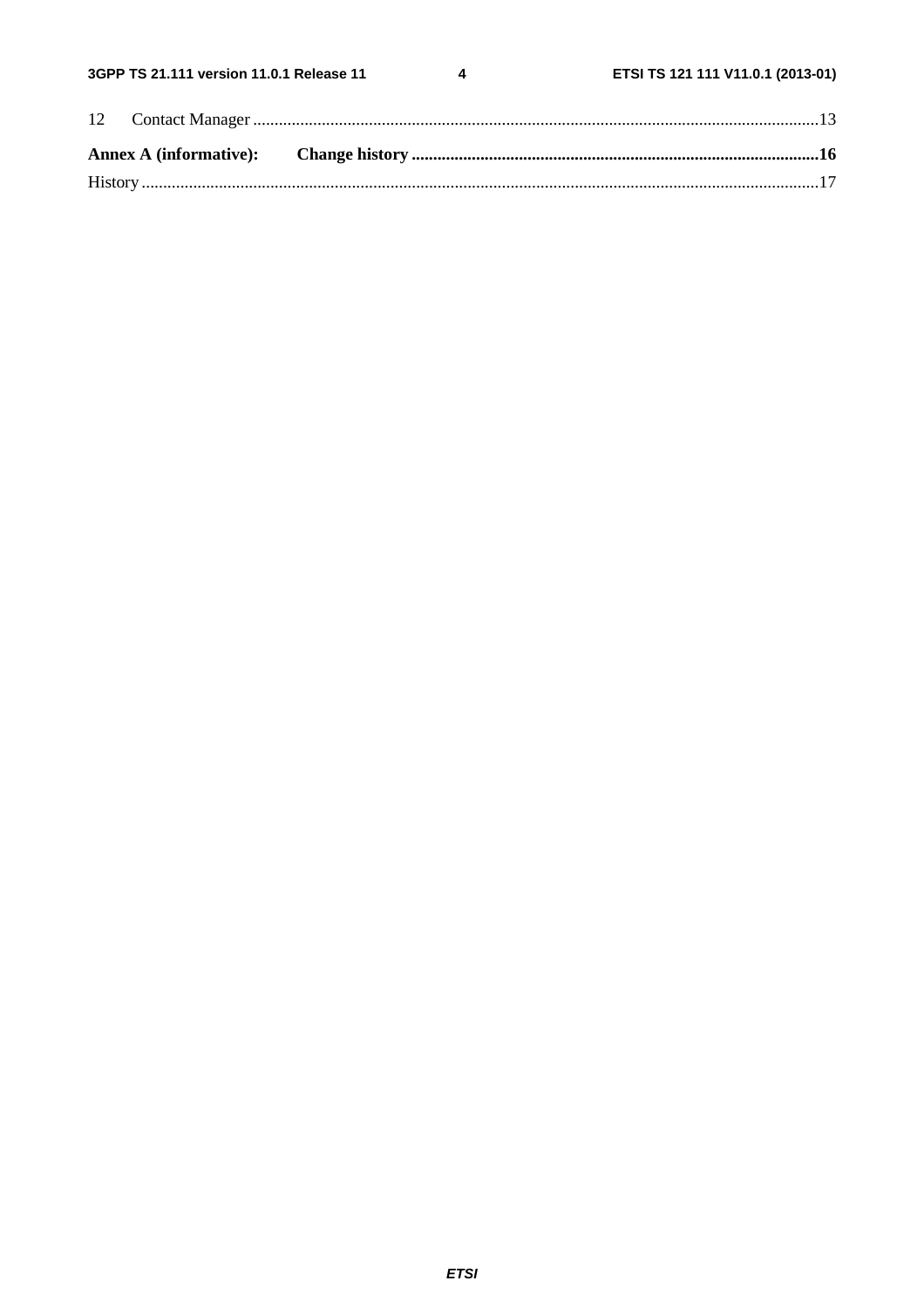12 Contact Manager ....................................................................................................................................13

**Annex A (informative): Change history ...............................................................................................16**

History ............................................................................................................................................................17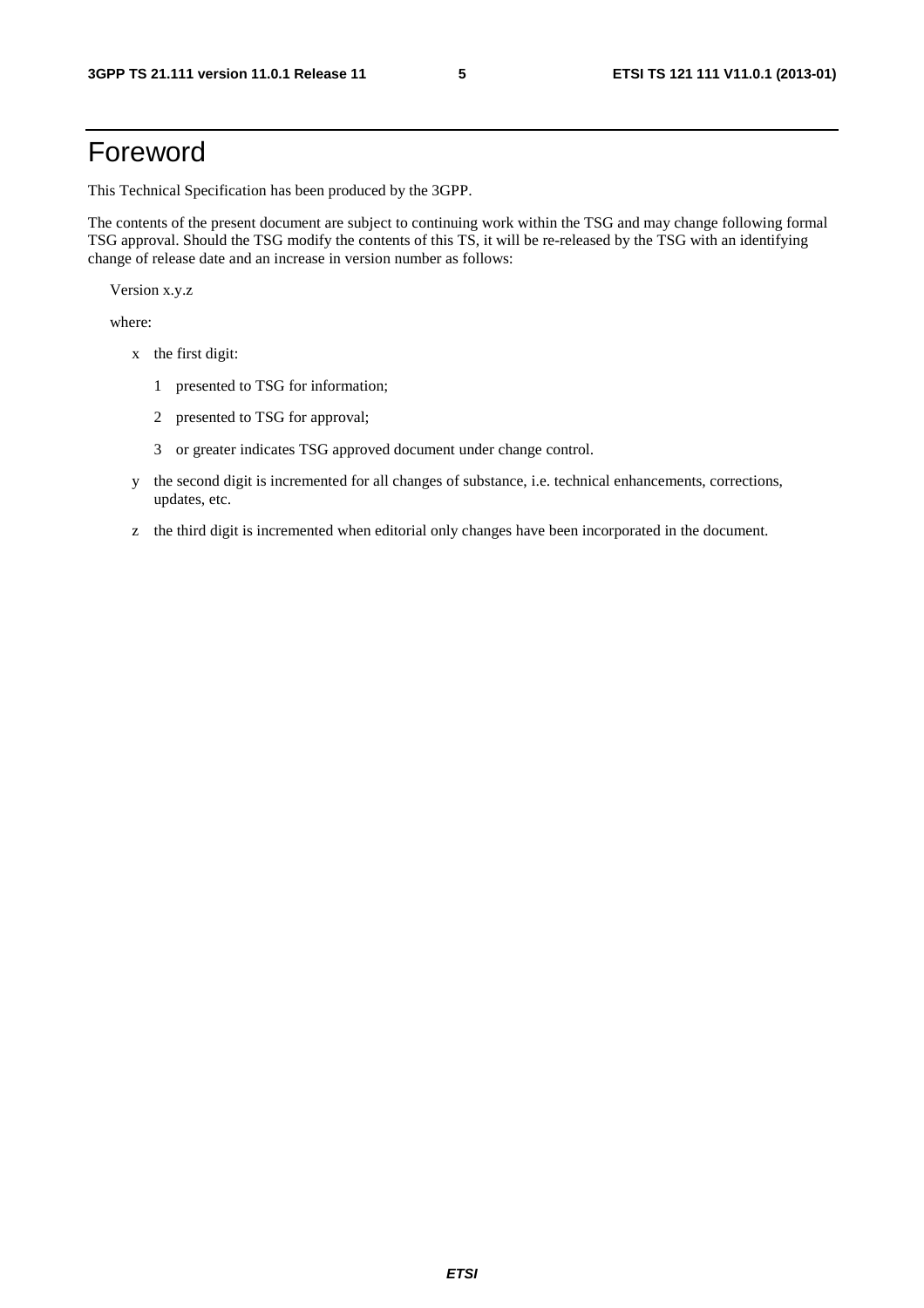# Foreword

This Technical Specification has been produced by the 3GPP.

The contents of the present document are subject to continuing work within the TSG and may change following formal TSG approval. Should the TSG modify the contents of this TS, it will be re-released by the TSG with an identifying change of release date and an increase in version number as follows:

Version x.y.z

where:

- x the first digit:
  - 1 presented to TSG for information;
  - 2 presented to TSG for approval;
  - 3 or greater indicates TSG approved document under change control.
- y the second digit is incremented for all changes of substance, i.e. technical enhancements, corrections, updates, etc.
- z the third digit is incremented when editorial only changes have been incorporated in the document.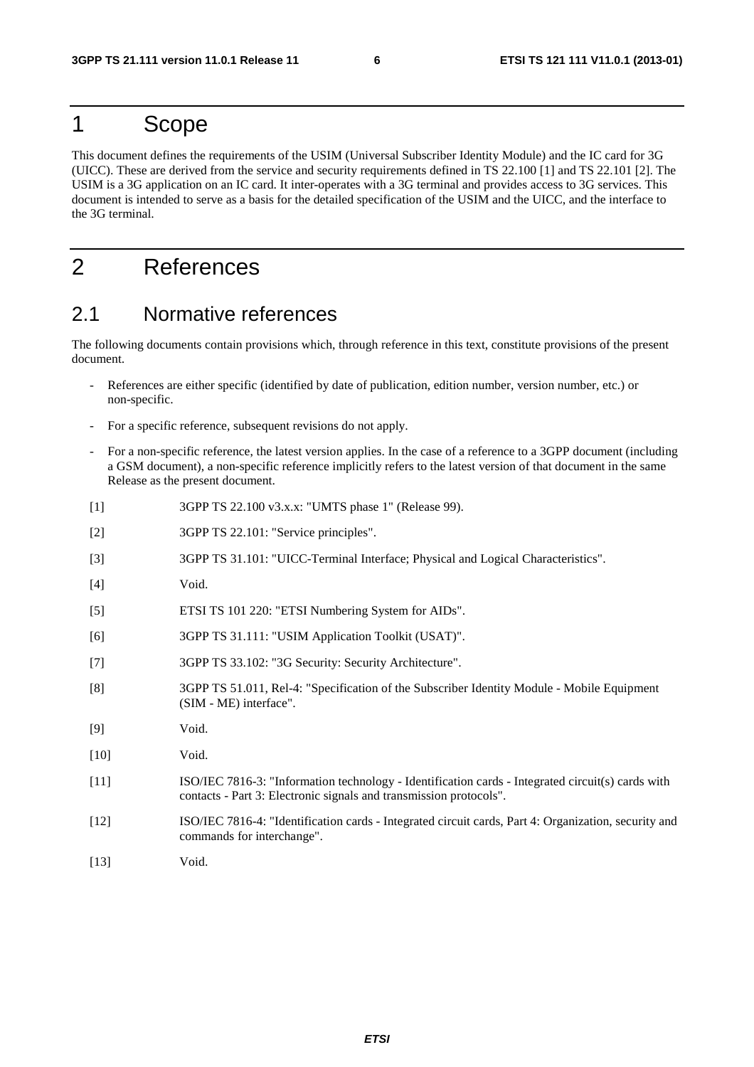# 1 Scope

This document defines the requirements of the USIM (Universal Subscriber Identity Module) and the IC card for 3G (UICC). These are derived from the service and security requirements defined in TS 22.100 [1] and TS 22.101 [2]. The USIM is a 3G application on an IC card. It inter-operates with a 3G terminal and provides access to 3G services. This document is intended to serve as a basis for the detailed specification of the USIM and the UICC, and the interface to the 3G terminal.

# 2 References

## 2.1 Normative references

The following documents contain provisions which, through reference in this text, constitute provisions of the present document.

- References are either specific (identified by date of publication, edition number, version number, etc.) or non-specific.
- For a specific reference, subsequent revisions do not apply.
- For a non-specific reference, the latest version applies. In the case of a reference to a 3GPP document (including a GSM document), a non-specific reference implicitly refers to the latest version of that document in the same Release as the present document.

[1] 3GPP TS 22.100 v3.x.x: "UMTS phase 1" (Release 99).

[2] 3GPP TS 22.101: "Service principles".

[3] 3GPP TS 31.101: "UICC-Terminal Interface; Physical and Logical Characteristics".

[4] Void.

[5] ETSI TS 101 220: "ETSI Numbering System for AIDs".

[6] 3GPP TS 31.111: "USIM Application Toolkit (USAT)".

[7] 3GPP TS 33.102: "3G Security: Security Architecture".

[8] 3GPP TS 51.011, Rel-4: "Specification of the Subscriber Identity Module - Mobile Equipment (SIM - ME) interface".

[9] Void.

[10] Void.

[11] ISO/IEC 7816-3: "Information technology - Identification cards - Integrated circuit(s) cards with contacts - Part 3: Electronic signals and transmission protocols".

[12] ISO/IEC 7816-4: "Identification cards - Integrated circuit cards, Part 4: Organization, security and commands for interchange".

[13] Void.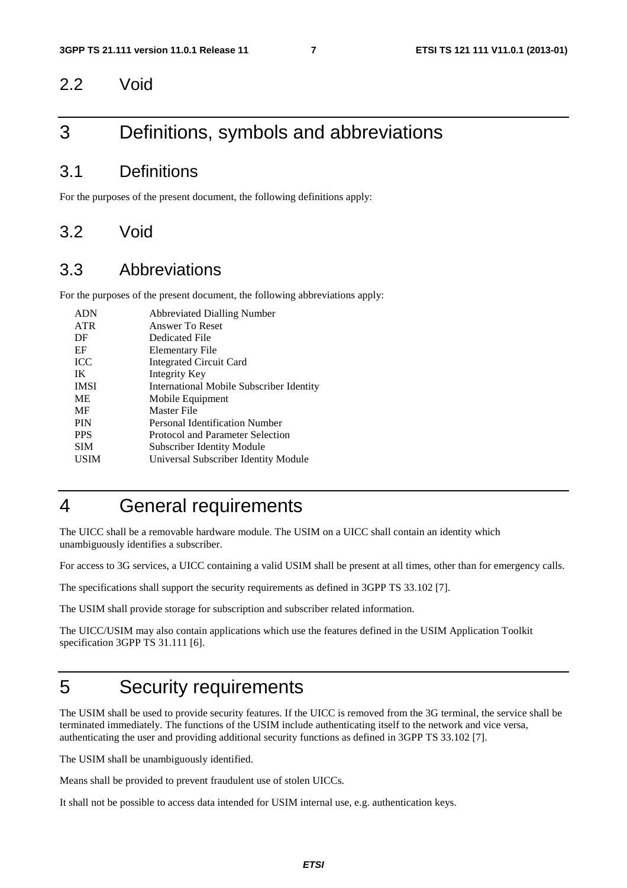## 2.2 Void

# 3 Definitions, symbols and abbreviations

## 3.1 Definitions

For the purposes of the present document, the following definitions apply:

## 3.2 Void

## 3.3 Abbreviations

For the purposes of the present document, the following abbreviations apply:

| | |
|---|---|
| ADN | Abbreviated Dialling Number |
| ATR | Answer To Reset |
| DF | Dedicated File |
| EF | Elementary File |
| ICC | Integrated Circuit Card |
| IK | Integrity Key |
| IMSI | International Mobile Subscriber Identity |
| ME | Mobile Equipment |
| MF | Master File |
| PIN | Personal Identification Number |
| PPS | Protocol and Parameter Selection |
| SIM | Subscriber Identity Module |
| USIM | Universal Subscriber Identity Module |

# 4 General requirements

The UICC shall be a removable hardware module. The USIM on a UICC shall contain an identity which unambiguously identifies a subscriber.

For access to 3G services, a UICC containing a valid USIM shall be present at all times, other than for emergency calls.

The specifications shall support the security requirements as defined in 3GPP TS 33.102 [7].

The USIM shall provide storage for subscription and subscriber related information.

The UICC/USIM may also contain applications which use the features defined in the USIM Application Toolkit specification 3GPP TS 31.111 [6].

# 5 Security requirements

The USIM shall be used to provide security features. If the UICC is removed from the 3G terminal, the service shall be terminated immediately. The functions of the USIM include authenticating itself to the network and vice versa, authenticating the user and providing additional security functions as defined in 3GPP TS 33.102 [7].

The USIM shall be unambiguously identified.

Means shall be provided to prevent fraudulent use of stolen UICCs.

It shall not be possible to access data intended for USIM internal use, e.g. authentication keys.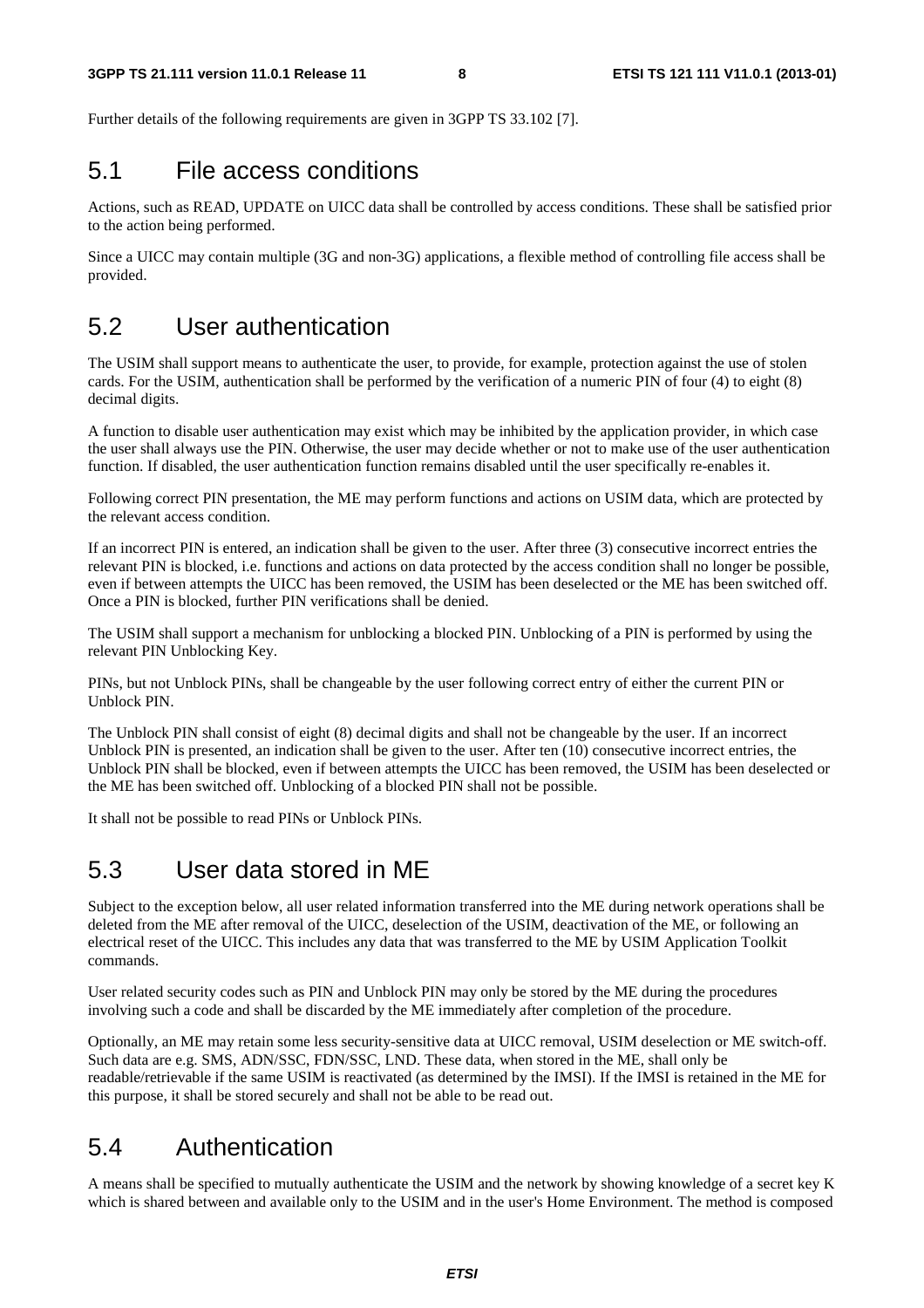Further details of the following requirements are given in 3GPP TS 33.102 [7].

## 5.1 File access conditions

Actions, such as READ, UPDATE on UICC data shall be controlled by access conditions. These shall be satisfied prior to the action being performed.

Since a UICC may contain multiple (3G and non-3G) applications, a flexible method of controlling file access shall be provided.

## 5.2 User authentication

The USIM shall support means to authenticate the user, to provide, for example, protection against the use of stolen cards. For the USIM, authentication shall be performed by the verification of a numeric PIN of four (4) to eight (8) decimal digits.

A function to disable user authentication may exist which may be inhibited by the application provider, in which case the user shall always use the PIN. Otherwise, the user may decide whether or not to make use of the user authentication function. If disabled, the user authentication function remains disabled until the user specifically re-enables it.

Following correct PIN presentation, the ME may perform functions and actions on USIM data, which are protected by the relevant access condition.

If an incorrect PIN is entered, an indication shall be given to the user. After three (3) consecutive incorrect entries the relevant PIN is blocked, i.e. functions and actions on data protected by the access condition shall no longer be possible, even if between attempts the UICC has been removed, the USIM has been deselected or the ME has been switched off. Once a PIN is blocked, further PIN verifications shall be denied.

The USIM shall support a mechanism for unblocking a blocked PIN. Unblocking of a PIN is performed by using the relevant PIN Unblocking Key.

PINs, but not Unblock PINs, shall be changeable by the user following correct entry of either the current PIN or Unblock PIN.

The Unblock PIN shall consist of eight (8) decimal digits and shall not be changeable by the user. If an incorrect Unblock PIN is presented, an indication shall be given to the user. After ten (10) consecutive incorrect entries, the Unblock PIN shall be blocked, even if between attempts the UICC has been removed, the USIM has been deselected or the ME has been switched off. Unblocking of a blocked PIN shall not be possible.

It shall not be possible to read PINs or Unblock PINs.

## 5.3 User data stored in ME

Subject to the exception below, all user related information transferred into the ME during network operations shall be deleted from the ME after removal of the UICC, deselection of the USIM, deactivation of the ME, or following an electrical reset of the UICC. This includes any data that was transferred to the ME by USIM Application Toolkit commands.

User related security codes such as PIN and Unblock PIN may only be stored by the ME during the procedures involving such a code and shall be discarded by the ME immediately after completion of the procedure.

Optionally, an ME may retain some less security-sensitive data at UICC removal, USIM deselection or ME switch-off. Such data are e.g. SMS, ADN/SSC, FDN/SSC, LND. These data, when stored in the ME, shall only be readable/retrievable if the same USIM is reactivated (as determined by the IMSI). If the IMSI is retained in the ME for this purpose, it shall be stored securely and shall not be able to be read out.

## 5.4 Authentication

A means shall be specified to mutually authenticate the USIM and the network by showing knowledge of a secret key K which is shared between and available only to the USIM and in the user's Home Environment. The method is composed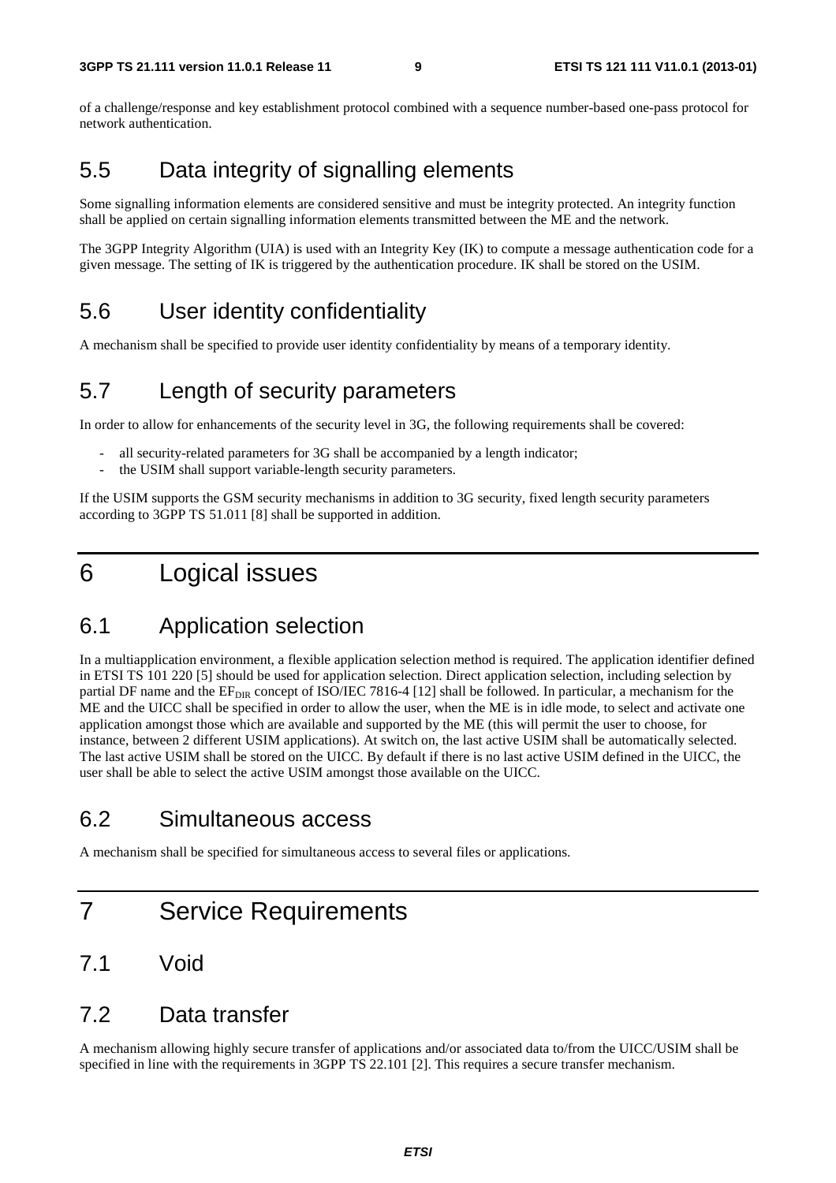of a challenge/response and key establishment protocol combined with a sequence number-based one-pass protocol for network authentication.

## 5.5 Data integrity of signalling elements

Some signalling information elements are considered sensitive and must be integrity protected. An integrity function shall be applied on certain signalling information elements transmitted between the ME and the network.

The 3GPP Integrity Algorithm (UIA) is used with an Integrity Key (IK) to compute a message authentication code for a given message. The setting of IK is triggered by the authentication procedure. IK shall be stored on the USIM.

## 5.6 User identity confidentiality

A mechanism shall be specified to provide user identity confidentiality by means of a temporary identity.

## 5.7 Length of security parameters

In order to allow for enhancements of the security level in 3G, the following requirements shall be covered:

- all security-related parameters for 3G shall be accompanied by a length indicator;
- the USIM shall support variable-length security parameters.

If the USIM supports the GSM security mechanisms in addition to 3G security, fixed length security parameters according to 3GPP TS 51.011 [8] shall be supported in addition.

# 6 Logical issues

## 6.1 Application selection

In a multiapplication environment, a flexible application selection method is required. The application identifier defined in ETSI TS 101 220 [5] should be used for application selection. Direct application selection, including selection by partial DF name and the $EF_{DIR}$ concept of ISO/IEC 7816-4 [12] shall be followed. In particular, a mechanism for the ME and the UICC shall be specified in order to allow the user, when the ME is in idle mode, to select and activate one application amongst those which are available and supported by the ME (this will permit the user to choose, for instance, between 2 different USIM applications). At switch on, the last active USIM shall be automatically selected. The last active USIM shall be stored on the UICC. By default if there is no last active USIM defined in the UICC, the user shall be able to select the active USIM amongst those available on the UICC.

## 6.2 Simultaneous access

A mechanism shall be specified for simultaneous access to several files or applications.

# 7 Service Requirements

## 7.1 Void

## 7.2 Data transfer

A mechanism allowing highly secure transfer of applications and/or associated data to/from the UICC/USIM shall be specified in line with the requirements in 3GPP TS 22.101 [2]. This requires a secure transfer mechanism.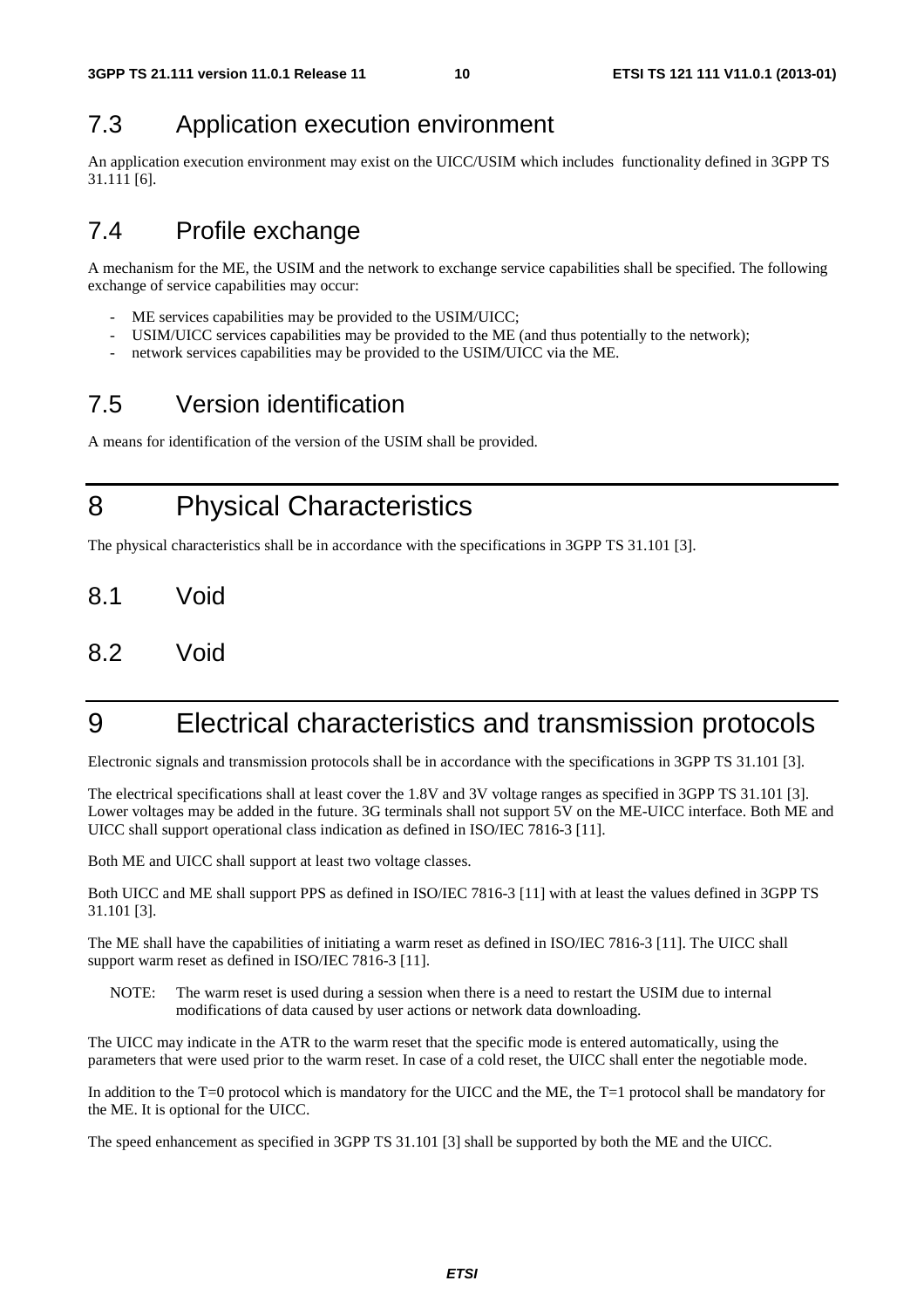## 7.3 Application execution environment

An application execution environment may exist on the UICC/USIM which includes functionality defined in 3GPP TS 31.111 [6].

## 7.4 Profile exchange

A mechanism for the ME, the USIM and the network to exchange service capabilities shall be specified. The following exchange of service capabilities may occur:

- ME services capabilities may be provided to the USIM/UICC;
- USIM/UICC services capabilities may be provided to the ME (and thus potentially to the network);
- network services capabilities may be provided to the USIM/UICC via the ME.

## 7.5 Version identification

A means for identification of the version of the USIM shall be provided.

# 8 Physical Characteristics

The physical characteristics shall be in accordance with the specifications in 3GPP TS 31.101 [3].

## 8.1 Void

## 8.2 Void

# 9 Electrical characteristics and transmission protocols

Electronic signals and transmission protocols shall be in accordance with the specifications in 3GPP TS 31.101 [3].

The electrical specifications shall at least cover the 1.8V and 3V voltage ranges as specified in 3GPP TS 31.101 [3]. Lower voltages may be added in the future. 3G terminals shall not support 5V on the ME-UICC interface. Both ME and UICC shall support operational class indication as defined in ISO/IEC 7816-3 [11].

Both ME and UICC shall support at least two voltage classes.

Both UICC and ME shall support PPS as defined in ISO/IEC 7816-3 [11] with at least the values defined in 3GPP TS 31.101 [3].

The ME shall have the capabilities of initiating a warm reset as defined in ISO/IEC 7816-3 [11]. The UICC shall support warm reset as defined in ISO/IEC 7816-3 [11].

NOTE: The warm reset is used during a session when there is a need to restart the USIM due to internal modifications of data caused by user actions or network data downloading.

The UICC may indicate in the ATR to the warm reset that the specific mode is entered automatically, using the parameters that were used prior to the warm reset. In case of a cold reset, the UICC shall enter the negotiable mode.

In addition to the T=0 protocol which is mandatory for the UICC and the ME, the T=1 protocol shall be mandatory for the ME. It is optional for the UICC.

The speed enhancement as specified in 3GPP TS 31.101 [3] shall be supported by both the ME and the UICC.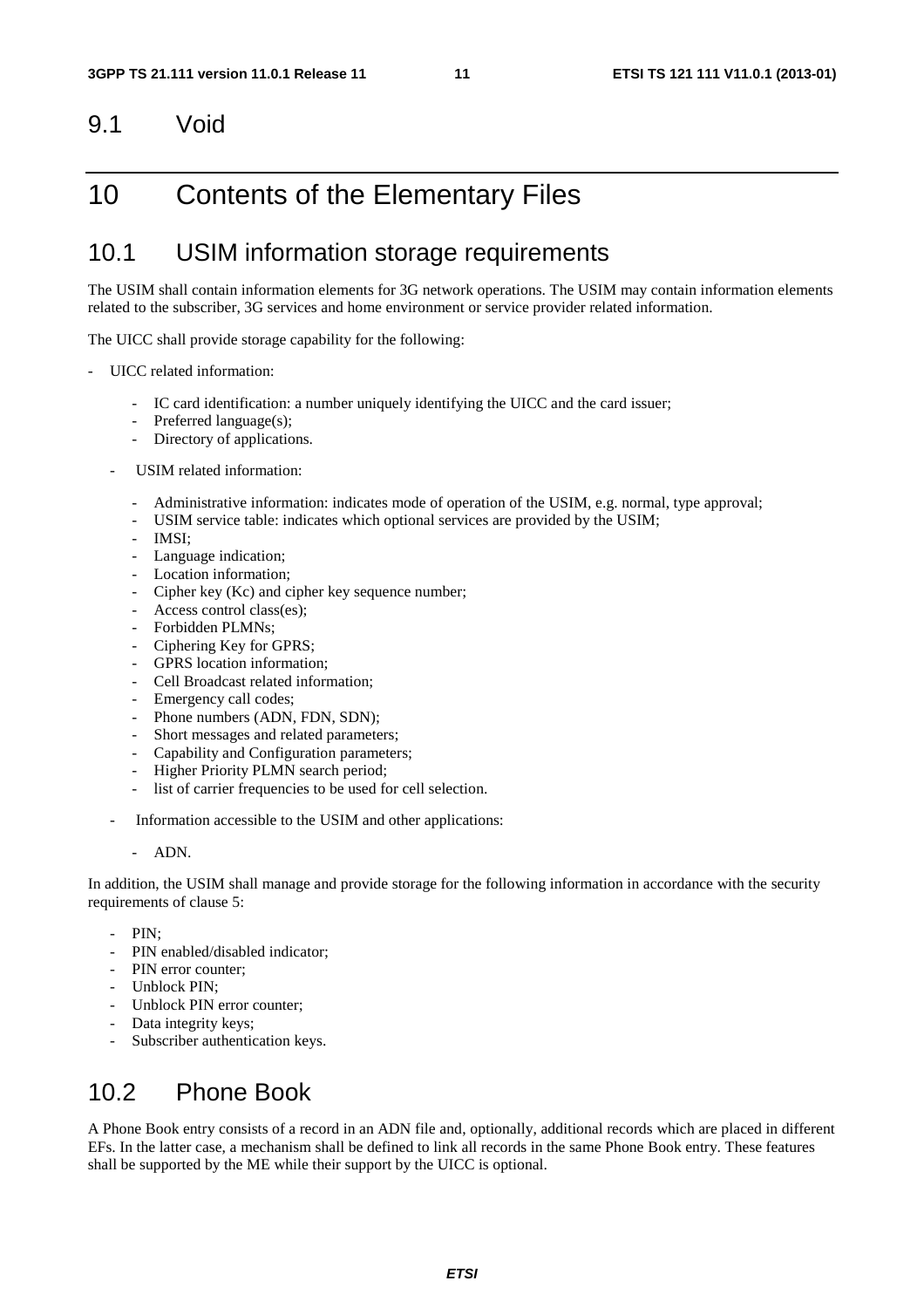## 9.1 Void

# 10 Contents of the Elementary Files

## 10.1 USIM information storage requirements

The USIM shall contain information elements for 3G network operations. The USIM may contain information elements related to the subscriber, 3G services and home environment or service provider related information.

The UICC shall provide storage capability for the following:

- UICC related information:
  - IC card identification: a number uniquely identifying the UICC and the card issuer;
  - Preferred language(s);
  - Directory of applications.
- USIM related information:
  - Administrative information: indicates mode of operation of the USIM, e.g. normal, type approval;
  - USIM service table: indicates which optional services are provided by the USIM;
  - IMSI;
  - Language indication;
  - Location information;
  - Cipher key (Kc) and cipher key sequence number;
  - Access control class(es);
  - Forbidden PLMNs;
  - Ciphering Key for GPRS;
  - GPRS location information;
  - Cell Broadcast related information;
  - Emergency call codes;
  - Phone numbers (ADN, FDN, SDN);
  - Short messages and related parameters;
  - Capability and Configuration parameters;
  - Higher Priority PLMN search period;
  - list of carrier frequencies to be used for cell selection.
- Information accessible to the USIM and other applications:
  - ADN.

In addition, the USIM shall manage and provide storage for the following information in accordance with the security requirements of clause 5:

- PIN;
- PIN enabled/disabled indicator;
- PIN error counter;
- Unblock PIN;
- Unblock PIN error counter;
- Data integrity keys;
- Subscriber authentication keys.

## 10.2 Phone Book

A Phone Book entry consists of a record in an ADN file and, optionally, additional records which are placed in different EFs. In the latter case, a mechanism shall be defined to link all records in the same Phone Book entry. These features shall be supported by the ME while their support by the UICC is optional.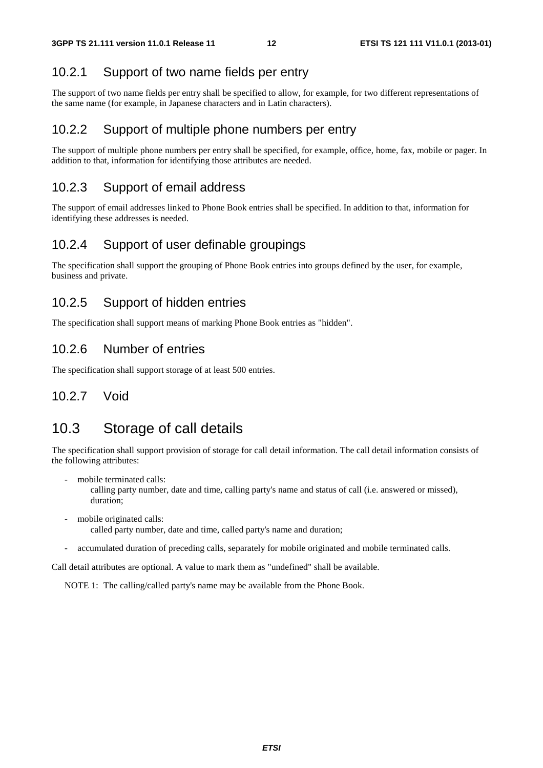### 10.2.1 Support of two name fields per entry

The support of two name fields per entry shall be specified to allow, for example, for two different representations of the same name (for example, in Japanese characters and in Latin characters).

### 10.2.2 Support of multiple phone numbers per entry

The support of multiple phone numbers per entry shall be specified, for example, office, home, fax, mobile or pager. In addition to that, information for identifying those attributes are needed.

### 10.2.3 Support of email address

The support of email addresses linked to Phone Book entries shall be specified. In addition to that, information for identifying these addresses is needed.

### 10.2.4 Support of user definable groupings

The specification shall support the grouping of Phone Book entries into groups defined by the user, for example, business and private.

### 10.2.5 Support of hidden entries

The specification shall support means of marking Phone Book entries as "hidden".

### 10.2.6 Number of entries

The specification shall support storage of at least 500 entries.

### 10.2.7 Void

## 10.3 Storage of call details

The specification shall support provision of storage for call detail information. The call detail information consists of the following attributes:

- mobile terminated calls:
  calling party number, date and time, calling party's name and status of call (i.e. answered or missed), duration;
- mobile originated calls:
  called party number, date and time, called party's name and duration;
- accumulated duration of preceding calls, separately for mobile originated and mobile terminated calls.

Call detail attributes are optional. A value to mark them as "undefined" shall be available.

NOTE 1: The calling/called party's name may be available from the Phone Book.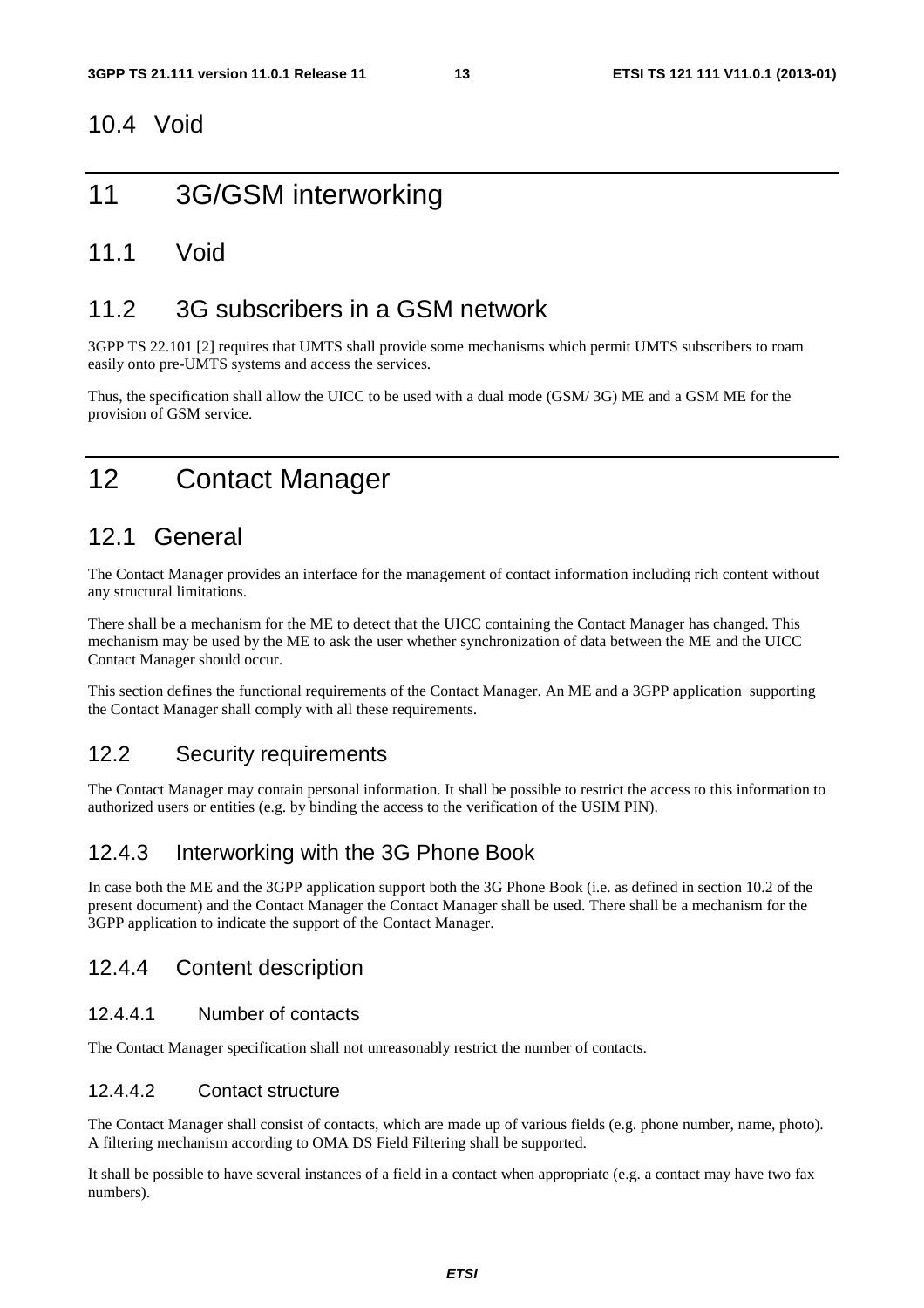## 10.4 Void

# 11 3G/GSM interworking

## 11.1 Void

## 11.2 3G subscribers in a GSM network

3GPP TS 22.101 [2] requires that UMTS shall provide some mechanisms which permit UMTS subscribers to roam easily onto pre-UMTS systems and access the services.

Thus, the specification shall allow the UICC to be used with a dual mode (GSM/ 3G) ME and a GSM ME for the provision of GSM service.

# 12 Contact Manager

## 12.1 General

The Contact Manager provides an interface for the management of contact information including rich content without any structural limitations.

There shall be a mechanism for the ME to detect that the UICC containing the Contact Manager has changed. This mechanism may be used by the ME to ask the user whether synchronization of data between the ME and the UICC Contact Manager should occur.

This section defines the functional requirements of the Contact Manager. An ME and a 3GPP application supporting the Contact Manager shall comply with all these requirements.

## 12.2 Security requirements

The Contact Manager may contain personal information. It shall be possible to restrict the access to this information to authorized users or entities (e.g. by binding the access to the verification of the USIM PIN).

## 12.4.3 Interworking with the 3G Phone Book

In case both the ME and the 3GPP application support both the 3G Phone Book (i.e. as defined in section 10.2 of the present document) and the Contact Manager the Contact Manager shall be used. There shall be a mechanism for the 3GPP application to indicate the support of the Contact Manager.

## 12.4.4 Content description

### 12.4.4.1 Number of contacts

The Contact Manager specification shall not unreasonably restrict the number of contacts.

### 12.4.4.2 Contact structure

The Contact Manager shall consist of contacts, which are made up of various fields (e.g. phone number, name, photo). A filtering mechanism according to OMA DS Field Filtering shall be supported.

It shall be possible to have several instances of a field in a contact when appropriate (e.g. a contact may have two fax numbers).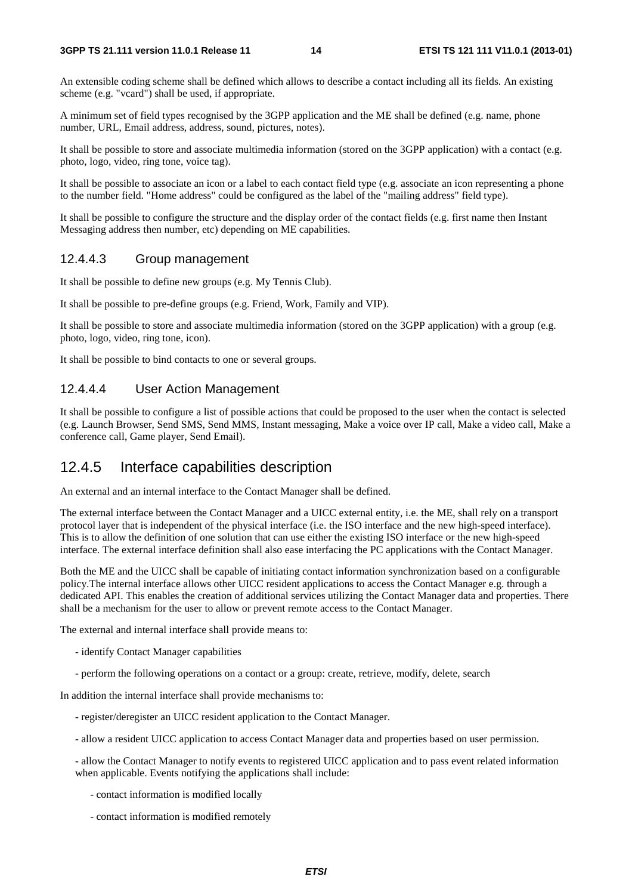An extensible coding scheme shall be defined which allows to describe a contact including all its fields. An existing scheme (e.g. "vcard") shall be used, if appropriate.

A minimum set of field types recognised by the 3GPP application and the ME shall be defined (e.g. name, phone number, URL, Email address, address, sound, pictures, notes).

It shall be possible to store and associate multimedia information (stored on the 3GPP application) with a contact (e.g. photo, logo, video, ring tone, voice tag).

It shall be possible to associate an icon or a label to each contact field type (e.g. associate an icon representing a phone to the number field. "Home address" could be configured as the label of the "mailing address" field type).

It shall be possible to configure the structure and the display order of the contact fields (e.g. first name then Instant Messaging address then number, etc) depending on ME capabilities.

#### 12.4.4.3 Group management

It shall be possible to define new groups (e.g. My Tennis Club).

It shall be possible to pre-define groups (e.g. Friend, Work, Family and VIP).

It shall be possible to store and associate multimedia information (stored on the 3GPP application) with a group (e.g. photo, logo, video, ring tone, icon).

It shall be possible to bind contacts to one or several groups.

#### 12.4.4.4 User Action Management

It shall be possible to configure a list of possible actions that could be proposed to the user when the contact is selected (e.g. Launch Browser, Send SMS, Send MMS, Instant messaging, Make a voice over IP call, Make a video call, Make a conference call, Game player, Send Email).

### 12.4.5 Interface capabilities description

An external and an internal interface to the Contact Manager shall be defined.

The external interface between the Contact Manager and a UICC external entity, i.e. the ME, shall rely on a transport protocol layer that is independent of the physical interface (i.e. the ISO interface and the new high-speed interface). This is to allow the definition of one solution that can use either the existing ISO interface or the new high-speed interface. The external interface definition shall also ease interfacing the PC applications with the Contact Manager.

Both the ME and the UICC shall be capable of initiating contact information synchronization based on a configurable policy.The internal interface allows other UICC resident applications to access the Contact Manager e.g. through a dedicated API. This enables the creation of additional services utilizing the Contact Manager data and properties. There shall be a mechanism for the user to allow or prevent remote access to the Contact Manager.

The external and internal interface shall provide means to:

- identify Contact Manager capabilities
- perform the following operations on a contact or a group: create, retrieve, modify, delete, search

In addition the internal interface shall provide mechanisms to:

- register/deregister an UICC resident application to the Contact Manager.
- allow a resident UICC application to access Contact Manager data and properties based on user permission.
- allow the Contact Manager to notify events to registered UICC application and to pass event related information when applicable. Events notifying the applications shall include:
    - contact information is modified locally
    - contact information is modified remotely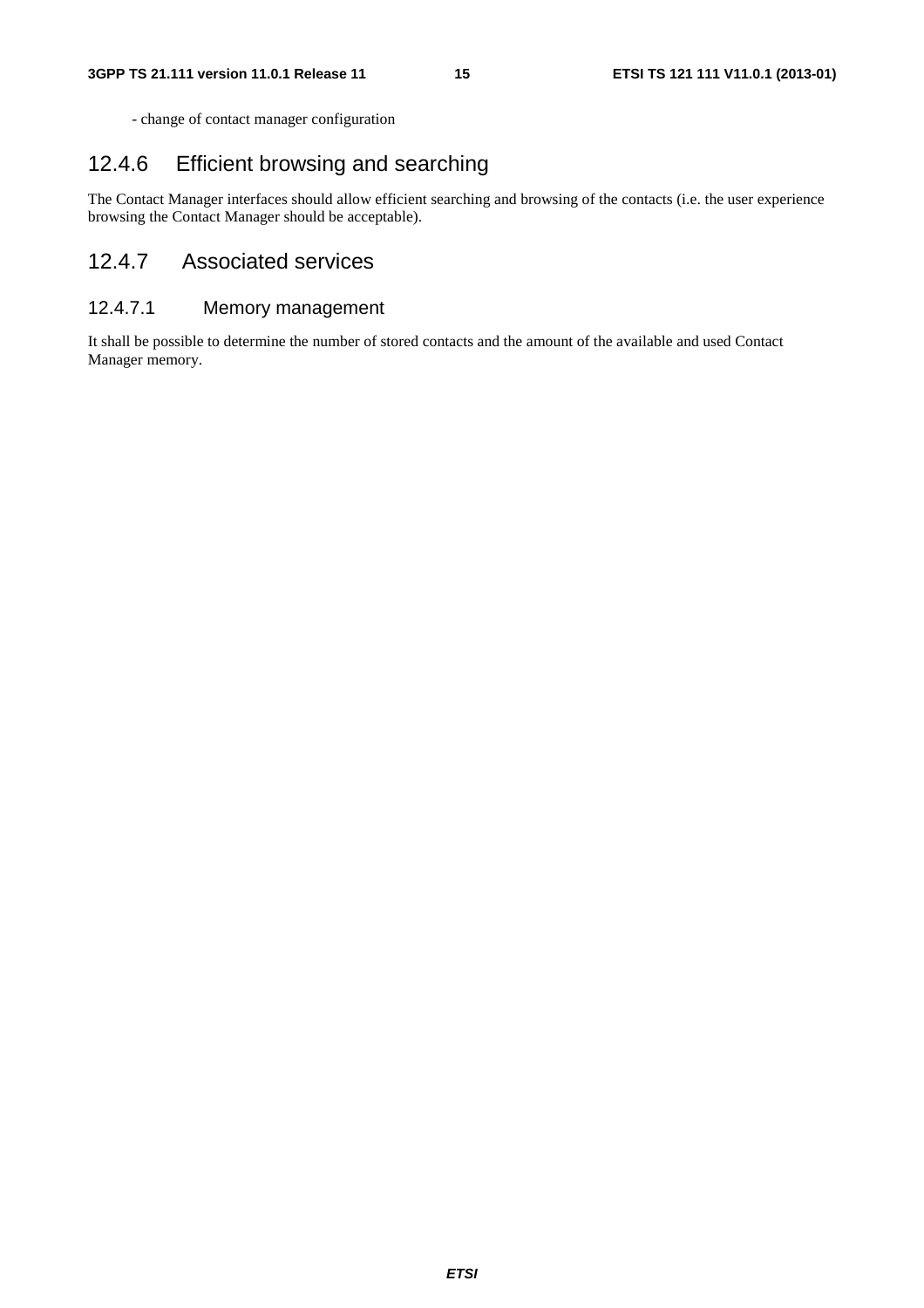- change of contact manager configuration

## 12.4.6 Efficient browsing and searching

The Contact Manager interfaces should allow efficient searching and browsing of the contacts (i.e. the user experience browsing the Contact Manager should be acceptable).

## 12.4.7 Associated services

### 12.4.7.1 Memory management

It shall be possible to determine the number of stored contacts and the amount of the available and used Contact Manager memory.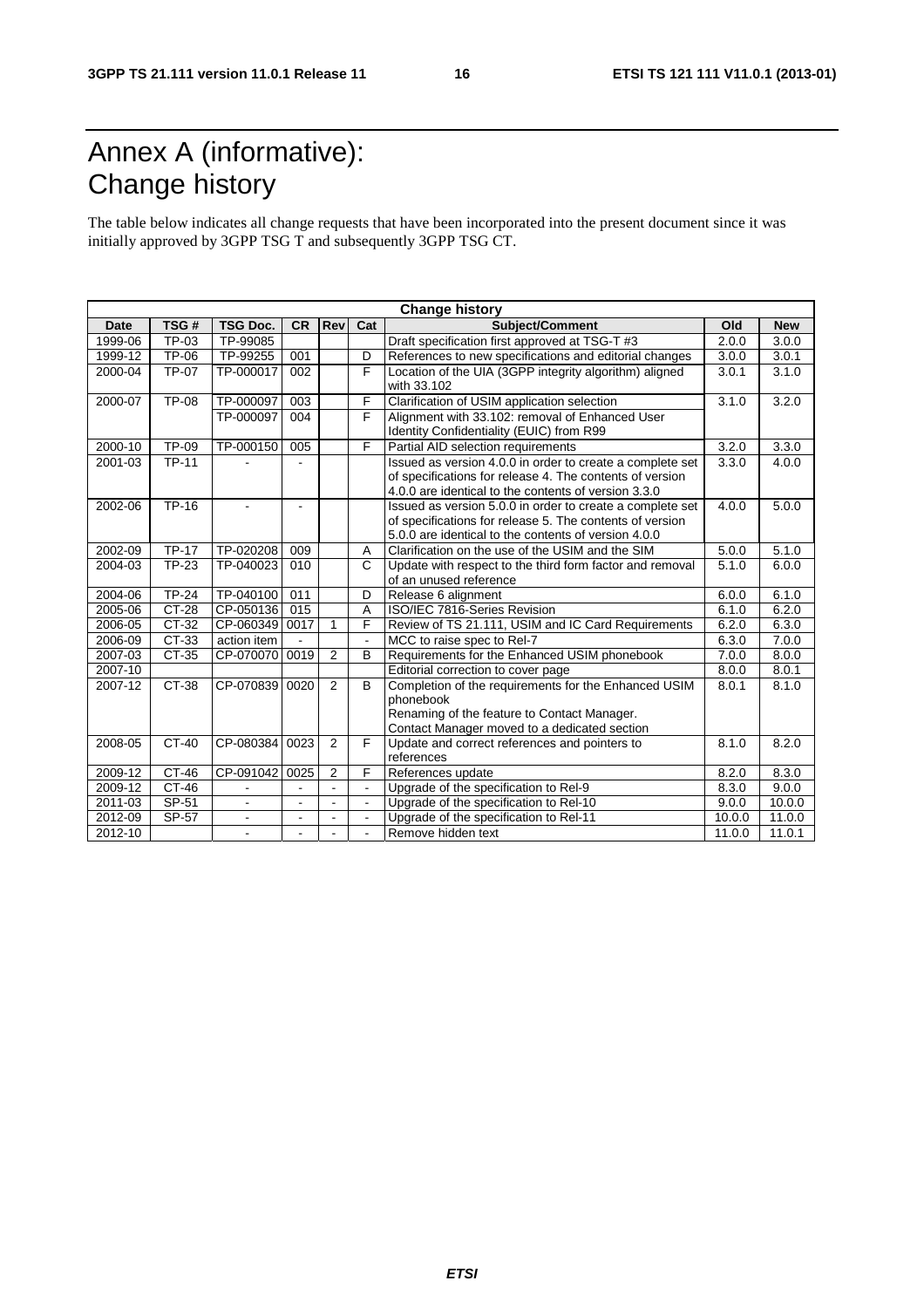# Annex A (informative): Change history

The table below indicates all change requests that have been incorporated into the present document since it was initially approved by 3GPP TSG T and subsequently 3GPP TSG CT.

| Change history | | | | | | | | |
|---|---|---|---|---|---|---|---|---|
| **Date** | **TSG #** | **TSG Doc.** | **CR** | **Rev** | **Cat** | **Subject/Comment** | **Old** | **New** |
| 1999-06 | TP-03 | TP-99085 | | | | Draft specification first approved at TSG-T #3 | 2.0.0 | 3.0.0 |
| 1999-12 | TP-06 | TP-99255 | 001 | | D | References to new specifications and editorial changes | 3.0.0 | 3.0.1 |
| 2000-04 | TP-07 | TP-000017 | 002 | | F | Location of the UIA (3GPP integrity algorithm) aligned with 33.102 | 3.0.1 | 3.1.0 |
| 2000-07 | TP-08 | TP-000097 | 003 | | F | Clarification of USIM application selection | 3.1.0 | 3.2.0 |
| | | TP-000097 | 004 | | F | Alignment with 33.102: removal of Enhanced User Identity Confidentiality (EUIC) from R99 | | |
| 2000-10 | TP-09 | TP-000150 | 005 | | F | Partial AID selection requirements | 3.2.0 | 3.3.0 |
| 2001-03 | TP-11 | - | - | | | Issued as version 4.0.0 in order to create a complete set of specifications for release 4. The contents of version 4.0.0 are identical to the contents of version 3.3.0 | 3.3.0 | 4.0.0 |
| 2002-06 | TP-16 | - | - | | | Issued as version 5.0.0 in order to create a complete set of specifications for release 5. The contents of version 5.0.0 are identical to the contents of version 4.0.0 | 4.0.0 | 5.0.0 |
| 2002-09 | TP-17 | TP-020208 | 009 | | A | Clarification on the use of the USIM and the SIM | 5.0.0 | 5.1.0 |
| 2004-03 | TP-23 | TP-040023 | 010 | | C | Update with respect to the third form factor and removal of an unused reference | 5.1.0 | 6.0.0 |
| 2004-06 | TP-24 | TP-040100 | 011 | | D | Release 6 alignment | 6.0.0 | 6.1.0 |
| 2005-06 | CT-28 | CP-050136 | 015 | | A | ISO/IEC 7816-Series Revision | 6.1.0 | 6.2.0 |
| 2006-05 | CT-32 | CP-060349 | 0017 | 1 | F | Review of TS 21.111, USIM and IC Card Requirements | 6.2.0 | 6.3.0 |
| 2006-09 | CT-33 | action item | - | | - | MCC to raise spec to Rel-7 | 6.3.0 | 7.0.0 |
| 2007-03 | CT-35 | CP-070070 | 0019 | 2 | B | Requirements for the Enhanced USIM phonebook | 7.0.0 | 8.0.0 |
| 2007-10 | | | | | | Editorial correction to cover page | 8.0.0 | 8.0.1 |
| 2007-12 | CT-38 | CP-070839 | 0020 | 2 | B | Completion of the requirements for the Enhanced USIM phonebook<br>Renaming of the feature to Contact Manager.<br>Contact Manager moved to a dedicated section | 8.0.1 | 8.1.0 |
| 2008-05 | CT-40 | CP-080384 | 0023 | 2 | F | Update and correct references and pointers to references | 8.1.0 | 8.2.0 |
| 2009-12 | CT-46 | CP-091042 | 0025 | 2 | F | References update | 8.2.0 | 8.3.0 |
| 2009-12 | CT-46 | - | - | - | - | Upgrade of the specification to Rel-9 | 8.3.0 | 9.0.0 |
| 2011-03 | SP-51 | - | - | - | - | Upgrade of the specification to Rel-10 | 9.0.0 | 10.0.0 |
| 2012-09 | SP-57 | - | - | - | - | Upgrade of the specification to Rel-11 | 10.0.0 | 11.0.0 |
| 2012-10 | | - | - | - | - | Remove hidden text | 11.0.0 | 11.0.1 |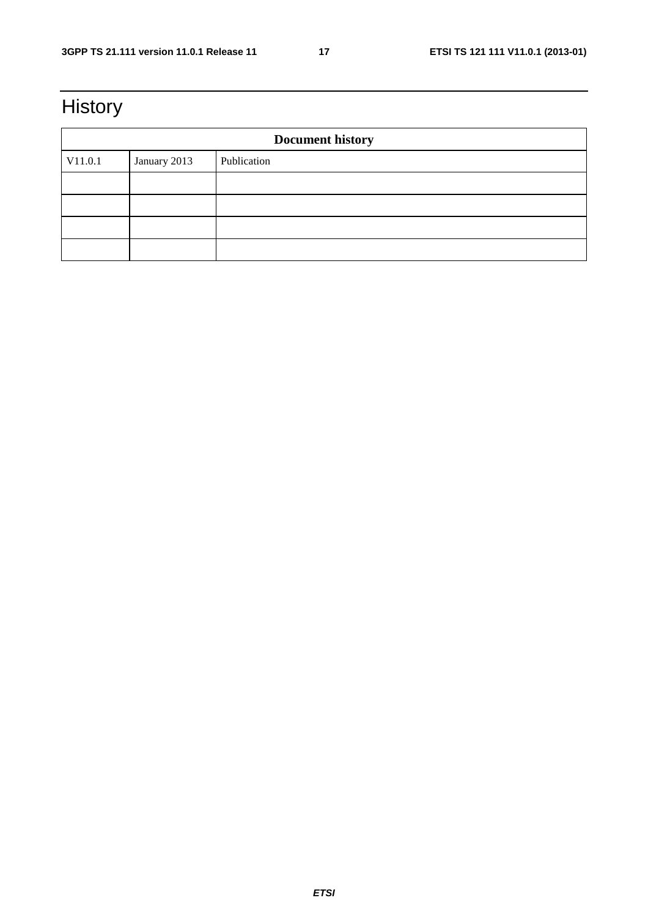# History

| Document history | | |
|---|---|---|
| V11.0.1 | January 2013 | Publication |
| | | |
| | | |
| | | |
| | | |